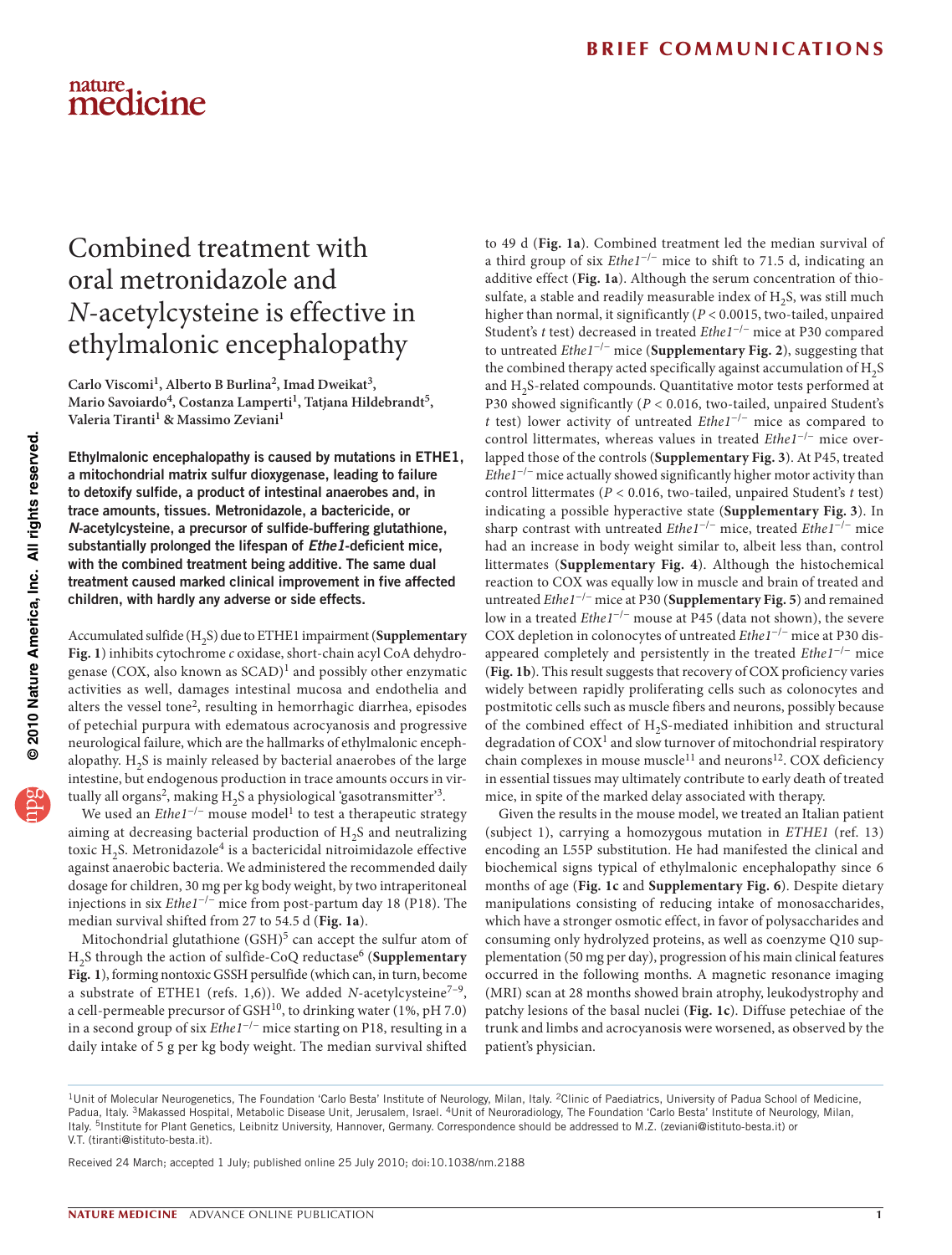# Combined treatment with oral metronidazole and *N*-acetylcysteine is effective in ethylmalonic encephalopathy

**Carlo Viscomi[1], Alberto B Burlina[2], Imad Dweikat[3], Mario Savoiardo[4], Costanza Lamperti[1], Tatjana Hildebrandt[5], Valeria Tiranti[1] & Massimo Zeviani[1]**

**Ethylmalonic encephalopathy is caused by mutations in ETHE1, a mitochondrial matrix sulfur dioxygenase, leading to failure to detoxify sulfide, a product of intestinal anaerobes and, in trace amounts, tissues. Metronidazole, a bactericide, or *N*-acetylcysteine, a precursor of sulfide-buffering glutathione, substantially prolonged the lifespan of *Ethe1*-deficient mice, with the combined treatment being additive. The same dual treatment caused marked clinical improvement in five affected children, with hardly any adverse or side effects.**

Accumulated sulfide ($H_2S$) due to ETHE1 impairment (**Supplementary Fig. 1**) inhibits cytochrome *c* oxidase, short-chain acyl CoA dehydrogenase (COX, also known as SCAD)[1] and possibly other enzymatic activities as well, damages intestinal mucosa and endothelia and alters the vessel tone[2], resulting in hemorrhagic diarrhea, episodes of petechial purpura with edematous acrocyanosis and progressive neurological failure, which are the hallmarks of ethylmalonic encephalopathy. $H_2S$ is mainly released by bacterial anaerobes of the large intestine, but endogenous production in trace amounts occurs in virtually all organs[2], making $H_2S$ a physiological 'gasotransmitter'[3].

We used an *Ethe1*$^{-/-}$ mouse model[1] to test a therapeutic strategy aiming at decreasing bacterial production of $H_2S$ and neutralizing toxic $H_2S$. Metronidazole[4] is a bactericidal nitroimidazole effective against anaerobic bacteria. We administered the recommended daily dosage for children, 30 mg per kg body weight, by two intraperitoneal injections in six *Ethe1*$^{-/-}$ mice from post-partum day 18 (P18). The median survival shifted from 27 to 54.5 d (**Fig. 1a**).

Mitochondrial glutathione (GSH)[5] can accept the sulfur atom of $H_2S$ through the action of sulfide-CoQ reductase[6] (**Supplementary Fig. 1**), forming nontoxic GSSH persulfide (which can, in turn, become a substrate of ETHE1 (refs. 1,6)). We added *N*-acetylcysteine[7–9], a cell-permeable precursor of GSH[10], to drinking water (1%, pH 7.0) in a second group of six *Ethe1*$^{-/-}$ mice starting on P18, resulting in a daily intake of 5 g per kg body weight. The median survival shifted to 49 d (**Fig. 1a**). Combined treatment led the median survival of a third group of six *Ethe1*$^{-/-}$ mice to shift to 71.5 d, indicating an additive effect (**Fig. 1a**). Although the serum concentration of thiosulfate, a stable and readily measurable index of $H_2S$, was still much higher than normal, it significantly ($P < 0.0015$, two-tailed, unpaired Student's *t* test) decreased in treated *Ethe1*$^{-/-}$ mice at P30 compared to untreated *Ethe1*$^{-/-}$ mice (**Supplementary Fig. 2**), suggesting that the combined therapy acted specifically against accumulation of $H_2S$ and $H_2S$-related compounds. Quantitative motor tests performed at P30 showed significantly ($P < 0.016$, two-tailed, unpaired Student's *t* test) lower activity of untreated *Ethe1*$^{-/-}$ mice as compared to control littermates, whereas values in treated *Ethe1*$^{-/-}$ mice overlapped those of the controls (**Supplementary Fig. 3**). At P45, treated *Ethe1*$^{-/-}$ mice actually showed significantly higher motor activity than control littermates ($P < 0.016$, two-tailed, unpaired Student's *t* test) indicating a possible hyperactive state (**Supplementary Fig. 3**). In sharp contrast with untreated *Ethe1*$^{-/-}$ mice, treated *Ethe1*$^{-/-}$ mice had an increase in body weight similar to, albeit less than, control littermates (**Supplementary Fig. 4**). Although the histochemical reaction to COX was equally low in muscle and brain of treated and untreated *Ethe1*$^{-/-}$ mice at P30 (**Supplementary Fig. 5**) and remained low in a treated *Ethe1*$^{-/-}$ mouse at P45 (data not shown), the severe COX depletion in colonocytes of untreated *Ethe1*$^{-/-}$ mice at P30 disappeared completely and persistently in the treated *Ethe1*$^{-/-}$ mice (**Fig. 1b**). This result suggests that recovery of COX proficiency varies widely between rapidly proliferating cells such as colonocytes and postmitotic cells such as muscle fibers and neurons, possibly because of the combined effect of $H_2S$-mediated inhibition and structural degradation of COX[1] and slow turnover of mitochondrial respiratory chain complexes in mouse muscle[11] and neurons[12]. COX deficiency in essential tissues may ultimately contribute to early death of treated mice, in spite of the marked delay associated with therapy.

Given the results in the mouse model, we treated an Italian patient (subject 1), carrying a homozygous mutation in *ETHE1* (ref. 13) encoding an L55P substitution. He had manifested the clinical and biochemical signs typical of ethylmalonic encephalopathy since 6 months of age (**Fig. 1c** and **Supplementary Fig. 6**). Despite dietary manipulations consisting of reducing intake of monosaccharides, which have a stronger osmotic effect, in favor of polysaccharides and consuming only hydrolyzed proteins, as well as coenzyme Q10 supplementation (50 mg per day), progression of his main clinical features occurred in the following months. A magnetic resonance imaging (MRI) scan at 28 months showed brain atrophy, leukodystrophy and patchy lesions of the basal nuclei (**Fig. 1c**). Diffuse petechiae of the trunk and limbs and acrocyanosis were worsened, as observed by the patient's physician.

[1]Unit of Molecular Neurogenetics, The Foundation 'Carlo Besta' Institute of Neurology, Milan, Italy. [2]Clinic of Paediatrics, University of Padua School of Medicine, Padua, Italy. [3]Makassed Hospital, Metabolic Disease Unit, Jerusalem, Israel. [4]Unit of Neuroradiology, The Foundation 'Carlo Besta' Institute of Neurology, Milan, Italy. [5]Institute for Plant Genetics, Leibnitz University, Hannover, Germany. Correspondence should be addressed to M.Z. (zeviani@istituto-besta.it) or V.T. (tiranti@istituto-besta.it).

Received 24 March; accepted 1 July; published online 25 July 2010; doi:10.1038/nm.2188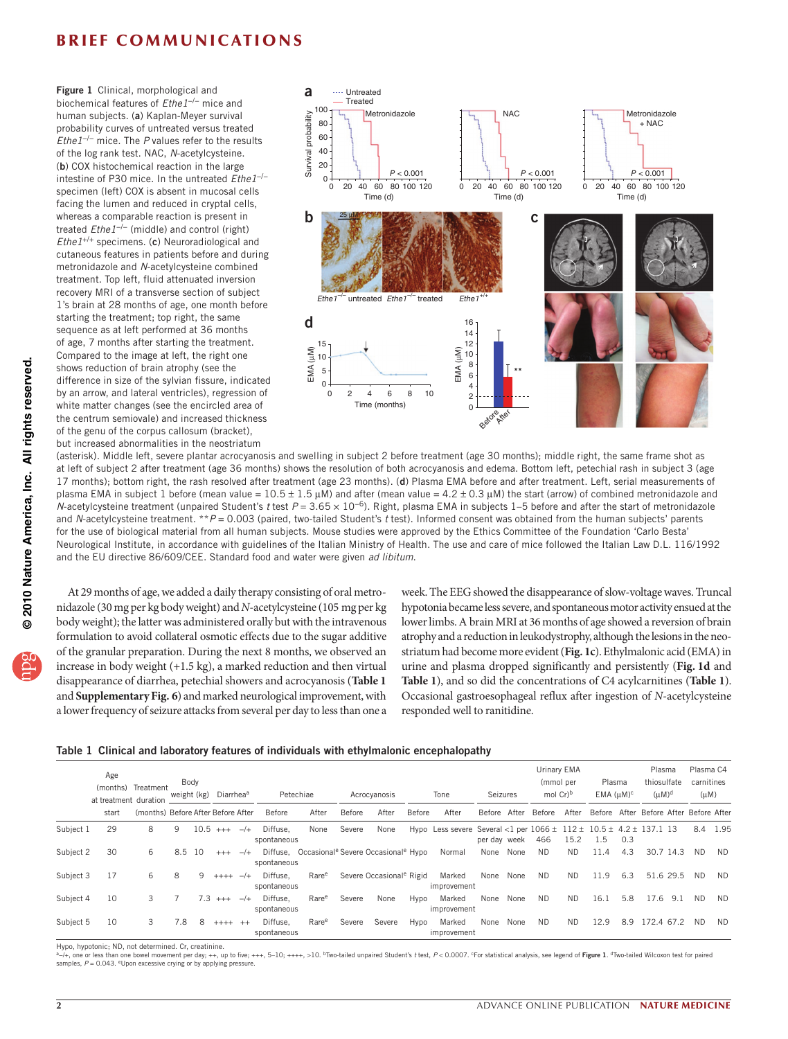**Figure 1** Clinical, morphological and biochemical features of *Ethe1*$^{-/-}$ mice and human subjects. (**a**) Kaplan-Meyer survival probability curves of untreated versus treated *Ethe1*$^{-/-}$ mice. The *P* values refer to the results of the log rank test. NAC, *N*-acetylcysteine. (**b**) COX histochemical reaction in the large intestine of P30 mice. In the untreated *Ethe1*$^{-/-}$ specimen (left) COX is absent in mucosal cells facing the lumen and reduced in cryptal cells, whereas a comparable reaction is present in treated *Ethe1*$^{-/-}$ (middle) and control (right) *Ethe1*$^{+/+}$ specimens. (**c**) Neuroradiological and cutaneous features in patients before and during metronidazole and *N*-acetylcysteine combined treatment. Top left, fluid attenuated inversion recovery MRI of a transverse section of subject 1's brain at 28 months of age, one month before starting the treatment; top right, the same sequence as at left performed at 36 months of age, 7 months after starting the treatment. Compared to the image at left, the right one shows reduction of brain atrophy (see the difference in size of the sylvian fissure, indicated by an arrow, and lateral ventricles), regression of white matter changes (see the encircled area of the centrum semiovale) and increased thickness of the genu of the corpus callosum (bracket), but increased abnormalities in the neostriatum (asterisk). Middle left, severe plantar acrocyanosis and swelling in subject 2 before treatment (age 30 months); middle right, the same frame shot as at left of subject 2 after treatment (age 36 months) shows the resolution of both acrocyanosis and edema. Bottom left, petechial rash in subject 3 (age 17 months); bottom right, the rash resolved after treatment (age 23 months). (**d**) Plasma EMA before and after treatment. Left, serial measurements of plasma EMA in subject 1 before (mean value = 10.5 ± 1.5 μM) and after (mean value = 4.2 ± 0.3 μM) the start (arrow) of combined metronidazole and *N*-acetylcysteine treatment (unpaired Student's *t* test $P = 3.65 \times 10^{-6}$). Right, plasma EMA in subjects 1–5 before and after the start of metronidazole and *N*-acetylcysteine treatment. **$P = 0.003$ (paired, two-tailed Student's *t* test). Informed consent was obtained from the human subjects' parents for the use of biological material from all human subjects. Mouse studies were approved by the Ethics Committee of the Foundation 'Carlo Besta' Neurological Institute, in accordance with guidelines of the Italian Ministry of Health. The use and care of mice followed the Italian Law D.L. 116/1992 and the EU directive 86/609/CEE. Standard food and water were given *ad libitum*.

At 29 months of age, we added a daily therapy consisting of oral metronidazole (30 mg per kg body weight) and *N*-acetylcysteine (105 mg per kg body weight); the latter was administered orally but with the intravenous formulation to avoid collateral osmotic effects due to the sugar additive of the granular preparation. During the next 8 months, we observed an increase in body weight (+1.5 kg), a marked reduction and then virtual disappearance of diarrhea, petechial showers and acrocyanosis (**Table 1** and **Supplementary Fig. 6**) and marked neurological improvement, with a lower frequency of seizure attacks from several per day to less than one a week. The EEG showed the disappearance of slow-voltage waves. Truncal hypotonia became less severe, and spontaneous motor activity ensued at the lower limbs. A brain MRI at 36 months of age showed a reversion of brain atrophy and a reduction in leukodystrophy, although the lesions in the neostriatum had become more evident (**Fig. 1c**). Ethylmalonic acid (EMA) in urine and plasma dropped significantly and persistently (**Fig. 1d** and **Table 1**), and so did the concentrations of C4 acylcarnitines (**Table 1**). Occasional gastroesophageal reflux after ingestion of *N*-acetylcysteine responded well to ranitidine.

**Table 1 Clinical and laboratory features of individuals with ethylmalonic encephalopathy**

| | Age (months) at treatment start | Treatment duration (months) | Body weight (kg) | | Diarrhea[a] | | Petechiae | | Acrocyanosis | | Tone | | Seizures | | Urinary EMA (mmol per mol Cr)[b] | | Plasma EMA (μM)[c] | | Plasma thiosulfate (μM)[d] | | Plasma C4 carnitines (μM) | |
|---|---|---|---|---|---|---|---|---|---|---|---|---|---|---|---|---|---|---|---|---|---|---|
| | | | Before | After | Before | After | Before | After | Before | After | Before | After | Before | After | Before | After | Before | After | Before | After | Before | After |
| Subject 1 | 29 | 8 | 9 | 10.5 | +++ | –/+ | Diffuse, spontaneous | None | Severe | None | Hypo | Less severe | Several per day | <1 per week | 1066 ± 466 | 112 ± 15.2 | 10.5 ± 1.5 | 4.2 ± 0.3 | 137.1 | 13 | 8.4 | 1.95 |
| Subject 2 | 30 | 6 | 8.5 | 10 | +++ | –/+ | Diffuse, spontaneous | Occasional[e] | Severe | Occasional[e] | Hypo | Normal | None | None | ND | ND | 11.4 | 4.3 | 30.7 | 14.3 | ND | ND |
| Subject 3 | 17 | 6 | 8 | 9 | ++++ | –/+ | Diffuse, spontaneous | Rare[e] | Severe | Occasional[e] | Rigid | Marked improvement | None | None | ND | ND | 11.9 | 6.3 | 51.6 | 29.5 | ND | ND |
| Subject 4 | 10 | 3 | 7 | 7.3 | +++ | –/+ | Diffuse, spontaneous | Rare[e] | Severe | None | Hypo | Marked improvement | None | None | ND | ND | 16.1 | 5.8 | 17.6 | 9.1 | ND | ND |
| Subject 5 | 10 | 3 | 7.8 | 8 | ++++ | ++ | Diffuse, spontaneous | Rare[e] | Severe | Severe | Hypo | Marked improvement | None | None | ND | ND | 12.9 | 8.9 | 172.4 | 67.2 | ND | ND |

Hypo, hypotonic; ND, not determined. Cr, creatinine.
[a]–/+, one or less than one bowel movement per day; ++, up to five; +++, 5–10; ++++, >10. [b]Two-tailed unpaired Student's *t* test, $P < 0.0007$. [c]For statistical analysis, see legend of **Figure 1**. [d]Two-tailed Wilcoxon test for paired samples, $P = 0.043$. [e]Upon excessive crying or by applying pressure.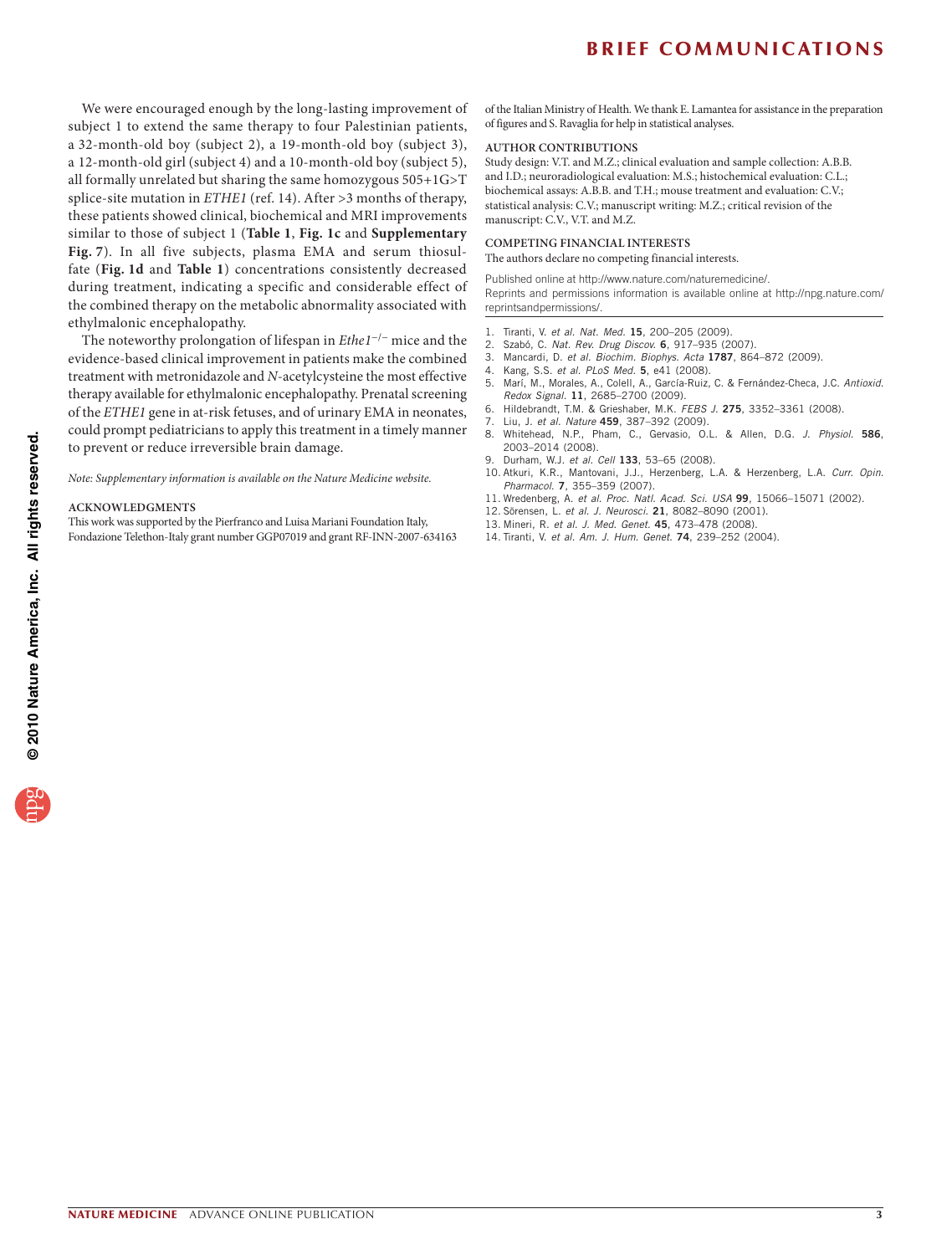We were encouraged enough by the long-lasting improvement of subject 1 to extend the same therapy to four Palestinian patients, a 32-month-old boy (subject 2), a 19-month-old boy (subject 3), a 12-month-old girl (subject 4) and a 10-month-old boy (subject 5), all formally unrelated but sharing the same homozygous 505+1G>T splice-site mutation in *ETHE1* (ref. 14). After >3 months of therapy, these patients showed clinical, biochemical and MRI improvements similar to those of subject 1 (**Table 1**, **Fig. 1c** and **Supplementary Fig. 7**). In all five subjects, plasma EMA and serum thiosulfate (**Fig. 1d** and **Table 1**) concentrations consistently decreased during treatment, indicating a specific and considerable effect of the combined therapy on the metabolic abnormality associated with ethylmalonic encephalopathy.

The noteworthy prolongation of lifespan in *Ethe1*$^{-/-}$ mice and the evidence-based clinical improvement in patients make the combined treatment with metronidazole and *N*-acetylcysteine the most effective therapy available for ethylmalonic encephalopathy. Prenatal screening of the *ETHE1* gene in at-risk fetuses, and of urinary EMA in neonates, could prompt pediatricians to apply this treatment in a timely manner to prevent or reduce irreversible brain damage.

*Note: Supplementary information is available on the Nature Medicine website.*

## ACKNOWLEDGMENTS

This work was supported by the Pierfranco and Luisa Mariani Foundation Italy, Fondazione Telethon-Italy grant number GGP07019 and grant RF-INN-2007-634163 of the Italian Ministry of Health. We thank E. Lamantea for assistance in the preparation of figures and S. Ravaglia for help in statistical analyses.

## AUTHOR CONTRIBUTIONS

Study design: V.T. and M.Z.; clinical evaluation and sample collection: A.B.B. and I.D.; neuroradiological evaluation: M.S.; histochemical evaluation: C.L.; biochemical assays: A.B.B. and T.H.; mouse treatment and evaluation: C.V.; statistical analysis: C.V.; manuscript writing: M.Z.; critical revision of the manuscript: C.V., V.T. and M.Z.

## COMPETING FINANCIAL INTERESTS

The authors declare no competing financial interests.

Published online at http://www.nature.com/naturemedicine/.
Reprints and permissions information is available online at http://npg.nature.com/reprintsandpermissions/.

1. Tiranti, V. *et al. Nat. Med.* **15**, 200–205 (2009).
2. Szabó, C. *Nat. Rev. Drug Discov.* **6**, 917–935 (2007).
3. Mancardi, D. *et al. Biochim. Biophys. Acta* **1787**, 864–872 (2009).
4. Kang, S.S. *et al. PLoS Med.* **5**, e41 (2008).
5. Marí, M., Morales, A., Colell, A., García-Ruiz, C. & Fernández-Checa, J.C. *Antioxid. Redox Signal.* **11**, 2685–2700 (2009).
6. Hildebrandt, T.M. & Grieshaber, M.K. *FEBS J.* **275**, 3352–3361 (2008).
7. Liu, J. *et al. Nature* **459**, 387–392 (2009).
8. Whitehead, N.P., Pham, C., Gervasio, O.L. & Allen, D.G. *J. Physiol.* **586**, 2003–2014 (2008).
9. Durham, W.J. *et al. Cell* **133**, 53–65 (2008).
10. Atkuri, K.R., Mantovani, J.J., Herzenberg, L.A. & Herzenberg, L.A. *Curr. Opin. Pharmacol.* **7**, 355–359 (2007).
11. Wredenberg, A. *et al. Proc. Natl. Acad. Sci. USA* **99**, 15066–15071 (2002).
12. Sörensen, L. *et al. J. Neurosci.* **21**, 8082–8090 (2001).
13. Mineri, R. *et al. J. Med. Genet.* **45**, 473–478 (2008).
14. Tiranti, V. *et al. Am. J. Hum. Genet.* **74**, 239–252 (2004).